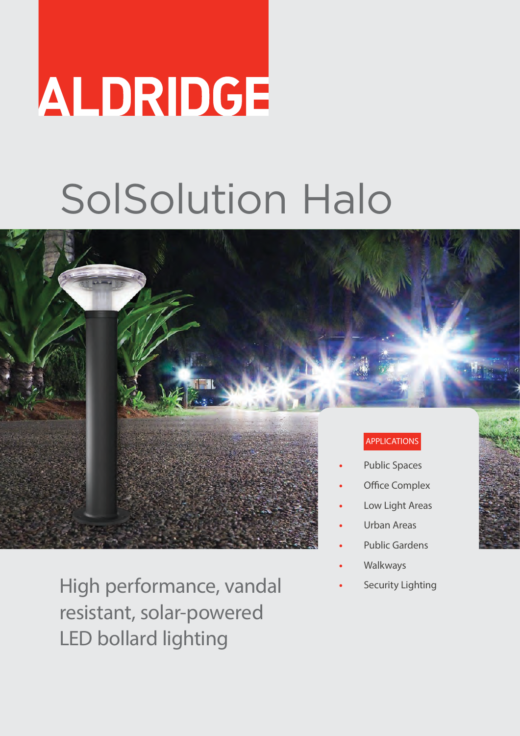# ALDRIDGE

# SolSolution Halo

APPLICATIONS

- Public Spaces
- Office Complex
- Low Light Areas
- Urban Areas
- Public Gardens
- Walkways
- Security Lighting

High performance, vandal resistant, solar-powered LED bollard lighting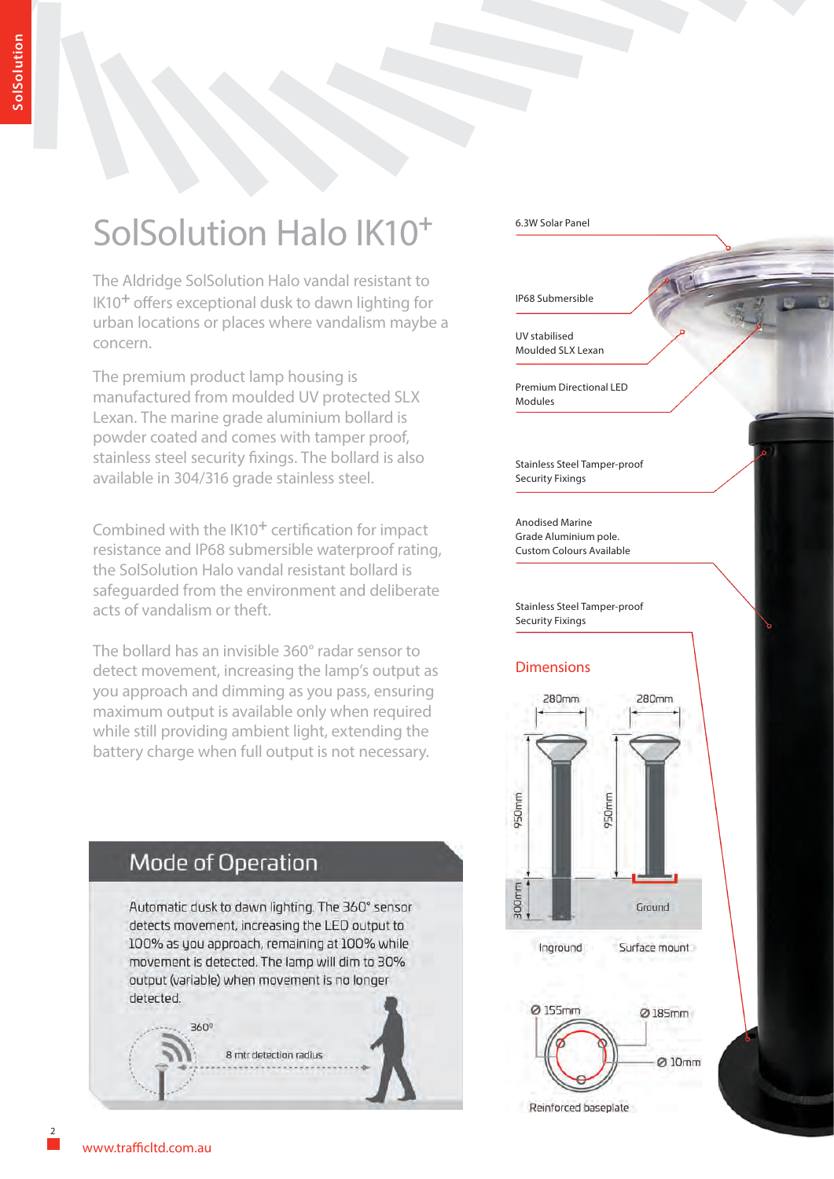# SolSolution Halo IK10+

The Aldridge SolSolution Halo vandal resistant to IK10+ offers exceptional dusk to dawn lighting for urban locations or places where vandalism maybe a concern.

The premium product lamp housing is manufactured from moulded UV protected SLX Lexan. The marine grade aluminium bollard is powder coated and comes with tamper proof, stainless steel security fixings. The bollard is also available in 304/316 grade stainless steel.

Combined with the IK10+ certification for impact resistance and IP68 submersible waterproof rating, the SolSolution Halo vandal resistant bollard is safeguarded from the environment and deliberate acts of vandalism or theft.

The bollard has an invisible 360° radar sensor to detect movement, increasing the lamp's output as you approach and dimming as you pass, ensuring maximum output is available only when required while still providing ambient light, extending the battery charge when full output is not necessary.

## Mode of Operation

Automatic dusk to dawn lighting. The 360° sensor detects movement, increasing the LED output to 100% as you approach, remaining at 100% while movement is detected. The lamp will dim to 30% output (variable) when movement is no longer detected.

360°

8 mtr detection radius

- 6.3W Solar Panel
- IP68 Submersible
- UV stabilised Moulded SLX Lexan
- Premium Directional LED Modules
- Stainless Steel Tamper-proof Security Fixings
- Anodised Marine Grade Aluminium pole. Custom Colours Available
- Stainless Steel Tamper-proof Security Fixings

## Dimensions

280mm | 280mm

950mm | 950mm

300mm

Ground

Inground | Surface mount

Ø 155mm

Ø 185mm

Ø 10mm

Reinforced baseplate

www.trafficltd.com.au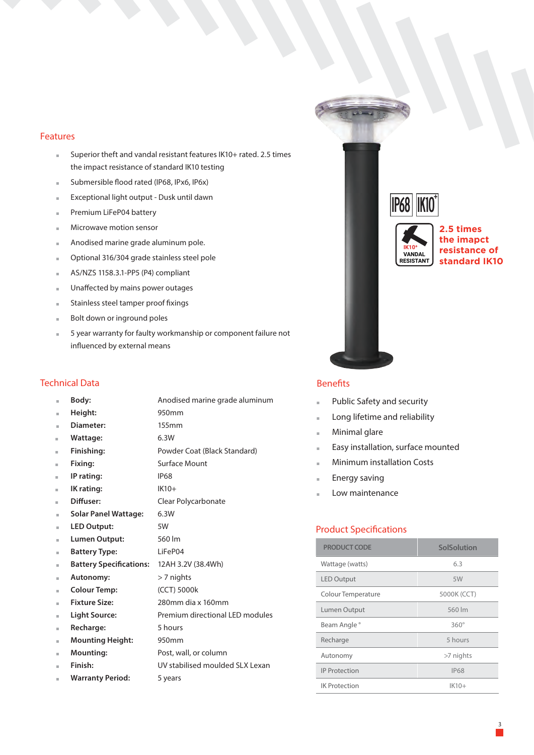## Features

- Superior theft and vandal resistant features IK10+ rated. 2.5 times the impact resistance of standard IK10 testing
- Submersible flood rated (IP68, IPx6, IP6x)
- Exceptional light output - Dusk until dawn
- Premium LiFeP04 battery
- Microwave motion sensor
- Anodised marine grade aluminum pole.
- Optional 316/304 grade stainless steel pole
- AS/NZS 1158.3.1-PP5 (P4) compliant
- Unaffected by mains power outages
- Stainless steel tamper proof fixings
- Bolt down or inground poles
- 5 year warranty for faulty workmanship or component failure not influenced by external means

IP68 IK10+

IK10+ VANDAL RESISTANT

**2.5 times the imapct resistance of standard IK10**

## Technical Data

- **Body:** Anodised marine grade aluminum
- **Height:** 950mm
- **Diameter:** 155mm
- **Wattage:** 6.3W
- **Finishing:** Powder Coat (Black Standard)
- **Fixing:** Surface Mount
- **IP rating:** IP68
- **IK rating:** IK10+
- **Diffuser:** Clear Polycarbonate
- **Solar Panel Wattage:** 6.3W
- **LED Output:** 5W
- **Lumen Output:** 560 lm
- **Battery Type:** LiFeP04
- **Battery Specifications:** 12AH 3.2V (38.4Wh)
- **Autonomy:** > 7 nights
- **Colour Temp:** (CCT) 5000k
- **Fixture Size:** 280mm dia x 160mm
- **Light Source:** Premium directional LED modules
- **Recharge:** 5 hours
- **Mounting Height:** 950mm
- **Mounting:** Post, wall, or column
- **Finish:** UV stabilised moulded SLX Lexan
- **Warranty Period:** 5 years

## Benefits

- Public Safety and security
- Long lifetime and reliability
- Minimal glare
- Easy installation, surface mounted
- Minimum installation Costs
- Energy saving
- Low maintenance

## Product Specifications

| PRODUCT CODE | SolSolution |
| --- | --- |
| Wattage (watts) | 6.3 |
| LED Output | 5W |
| Colour Temperature | 5000K (CCT) |
| Lumen Output | 560 lm |
| Beam Angle ° | 360° |
| Recharge | 5 hours |
| Autonomy | >7 nights |
| IP Protection | IP68 |
| IK Protection | IK10+ |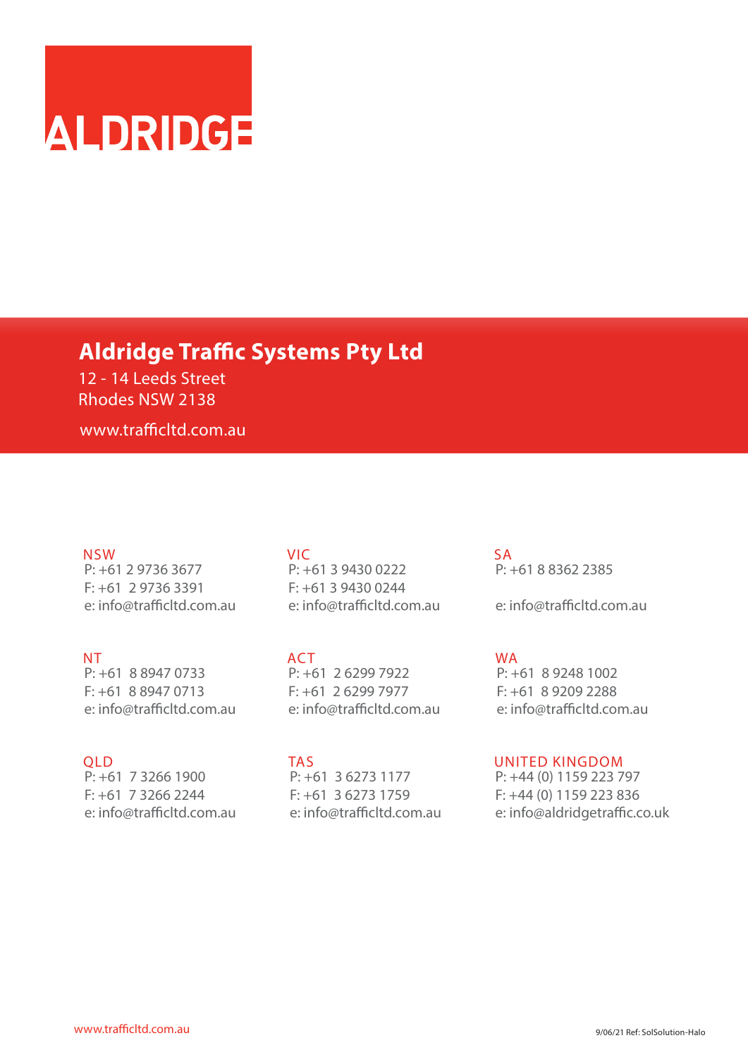ALDRIDGE

**Aldridge Traffic Systems Pty Ltd**
12 - 14 Leeds Street
Rhodes NSW 2138

www.trafficltd.com.au

NSW
P: +61 2 9736 3677
F: +61 2 9736 3391
e: info@trafficltd.com.au

VIC
P: +61 3 9430 0222
F: +61 3 9430 0244
e: info@trafficltd.com.au

SA
P: +61 8 8362 2385
e: info@trafficltd.com.au

NT
P: +61 8 8947 0733
F: +61 8 8947 0713
e: info@trafficltd.com.au

ACT
P: +61 2 6299 7922
F: +61 2 6299 7977
e: info@trafficltd.com.au

WA
P: +61 8 9248 1002
F: +61 8 9209 2288
e: info@trafficltd.com.au

QLD
P: +61 7 3266 1900
F: +61 7 3266 2244
e: info@trafficltd.com.au

TAS
P: +61 3 6273 1177
F: +61 3 6273 1759
e: info@trafficltd.com.au

UNITED KINGDOM
P: +44 (0) 1159 223 797
F: +44 (0) 1159 223 836
e: info@aldridgetraffic.co.uk

www.trafficltd.com.au

9/06/21 Ref: SolSolution-Halo